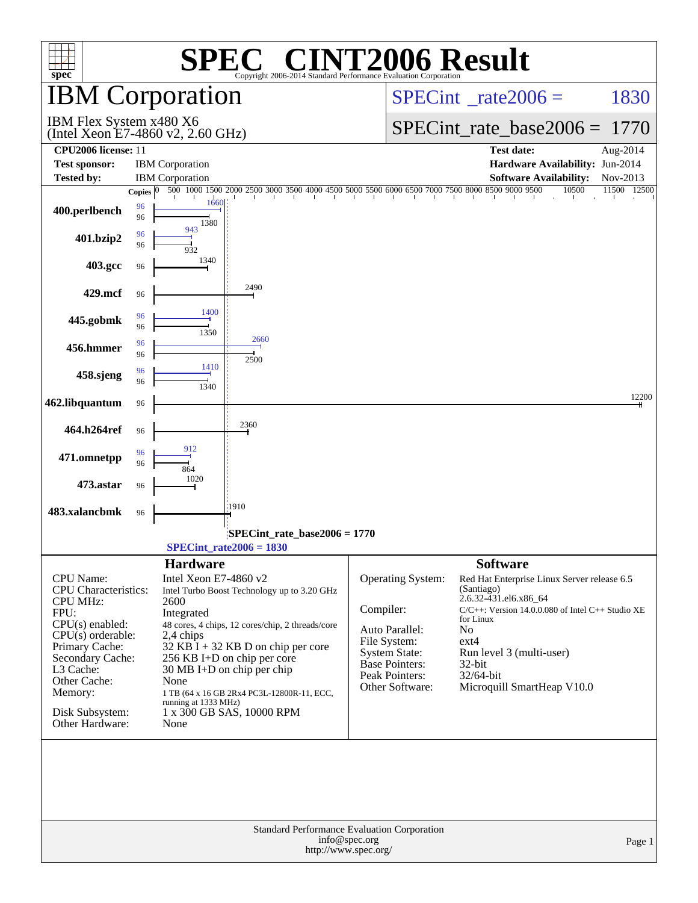# SPEC® CINT2006 Result

Copyright 2006-2014 Standard Performance Evaluation Corporation

## IBM Corporation

IBM Flex System x480 X6
(Intel Xeon E7-4860 v2, 2.60 GHz)

SPECint_rate2006 = 1830

SPECint_rate_base2006 = 1770

| | | | |
|---|---|---|---|
| **CPU2006 license:** 11 | | **Test date:** | Aug-2014 |
| **Test sponsor:** | IBM Corporation | **Hardware Availability:** | Jun-2014 |
| **Tested by:** | IBM Corporation | **Software Availability:** | Nov-2013 |

| Benchmark | Copies (peak) | Peak | Copies (base) | Base |
|---|---|---|---|---|
| 400.perlbench | 96 | 1660 | 96 | 1380 |
| 401.bzip2 | 96 | 943 | 96 | 932 |
| 403.gcc | | | 96 | 1340 |
| 429.mcf | | | 96 | 2490 |
| 445.gobmk | 96 | 1400 | 96 | 1350 |
| 456.hmmer | 96 | 2660 | 96 | 2500 |
| 458.sjeng | 96 | 1410 | 96 | 1340 |
| 462.libquantum | | | 96 | 12200 |
| 464.h264ref | | | 96 | 2360 |
| 471.omnetpp | 96 | 912 | 96 | 864 |
| 473.astar | | | 96 | 1020 |
| 483.xalancbmk | | | 96 | 1910 |

SPECint_rate_base2006 = 1770

SPECint_rate2006 = 1830

### Hardware

| | |
|---|---|
| CPU Name: | Intel Xeon E7-4860 v2 |
| CPU Characteristics: | Intel Turbo Boost Technology up to 3.20 GHz |
| CPU MHz: | 2600 |
| FPU: | Integrated |
| CPU(s) enabled: | 48 cores, 4 chips, 12 cores/chip, 2 threads/core |
| CPU(s) orderable: | 2,4 chips |
| Primary Cache: | 32 KB I + 32 KB D on chip per core |
| Secondary Cache: | 256 KB I+D on chip per core |
| L3 Cache: | 30 MB I+D on chip per chip |
| Other Cache: | None |
| Memory: | 1 TB (64 x 16 GB 2Rx4 PC3L-12800R-11, ECC, running at 1333 MHz) |
| Disk Subsystem: | 1 x 300 GB SAS, 10000 RPM |
| Other Hardware: | None |

### Software

| | |
|---|---|
| Operating System: | Red Hat Enterprise Linux Server release 6.5 (Santiago) 2.6.32-431.el6.x86_64 |
| Compiler: | C/C++: Version 14.0.0.080 of Intel C++ Studio XE for Linux |
| Auto Parallel: | No |
| File System: | ext4 |
| System State: | Run level 3 (multi-user) |
| Base Pointers: | 32-bit |
| Peak Pointers: | 32/64-bit |
| Other Software: | Microquill SmartHeap V10.0 |

Standard Performance Evaluation Corporation
info@spec.org
http://www.spec.org/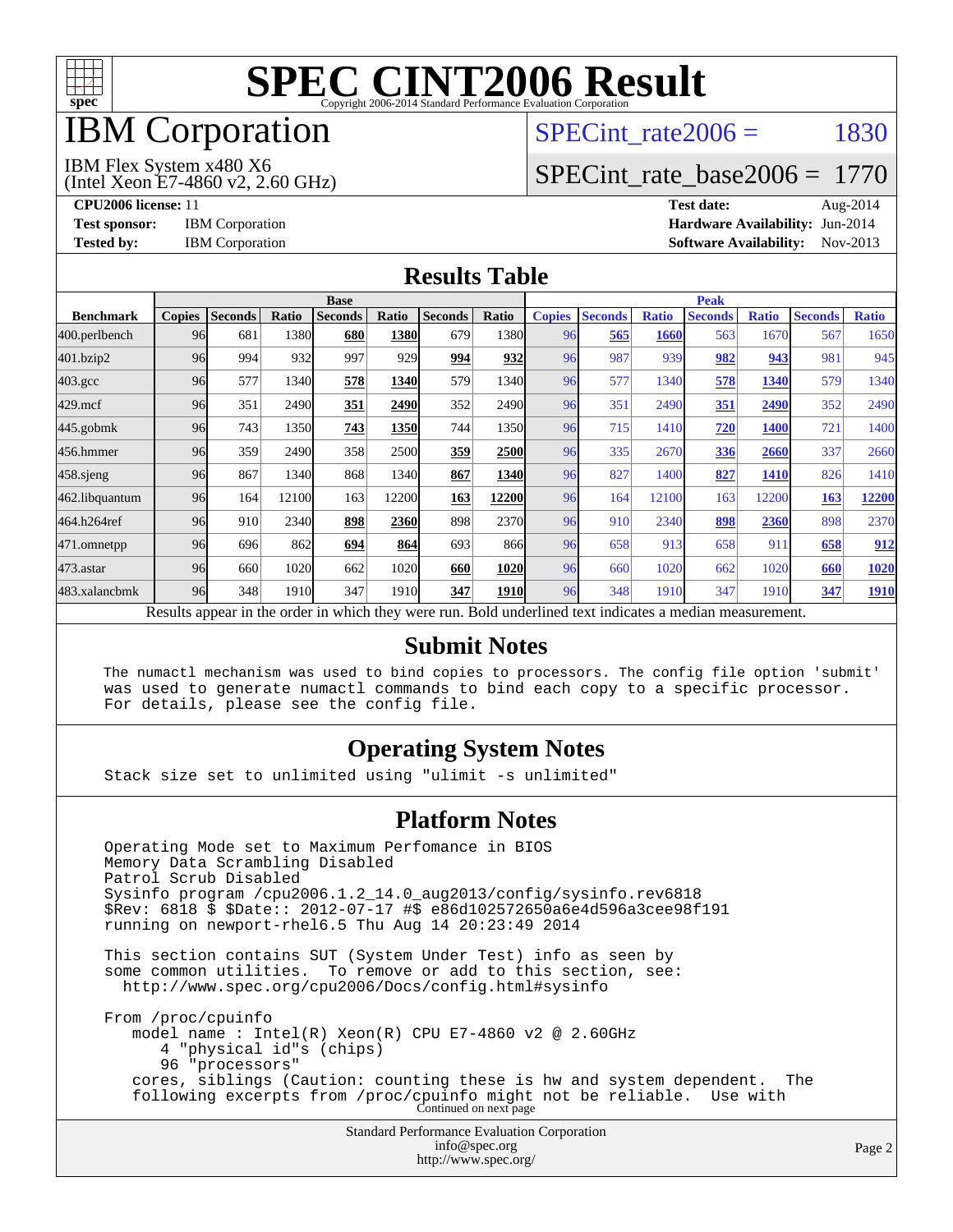# SPEC CINT2006 Result

Copyright 2006-2014 Standard Performance Evaluation Corporation

# IBM Corporation

IBM Flex System x480 X6
(Intel Xeon E7-4860 v2, 2.60 GHz)

SPECint_rate2006 = 1830

SPECint_rate_base2006 = 1770

**CPU2006 license:** 11
**Test sponsor:** IBM Corporation
**Tested by:** IBM Corporation

**Test date:** Aug-2014
**Hardware Availability:** Jun-2014
**Software Availability:** Nov-2013

## Results Table

| | Base | | | | | | | Peak | | | | | | |
|---|---|---|---|---|---|---|---|---|---|---|---|---|---|---|
| **Benchmark** | **Copies** | **Seconds** | **Ratio** | **Seconds** | **Ratio** | **Seconds** | **Ratio** | **Copies** | **Seconds** | **Ratio** | **Seconds** | **Ratio** | **Seconds** | **Ratio** |
| 400.perlbench | 96 | 681 | 1380 | **680** | **1380** | 679 | 1380 | 96 | **565** | **1660** | 563 | 1670 | 567 | 1650 |
| 401.bzip2 | 96 | 994 | 932 | 997 | 929 | **994** | **932** | 96 | 987 | 939 | **982** | **943** | 981 | 945 |
| 403.gcc | 96 | 577 | 1340 | **578** | **1340** | 579 | 1340 | 96 | 577 | 1340 | **578** | **1340** | 579 | 1340 |
| 429.mcf | 96 | 351 | 2490 | **351** | **2490** | 352 | 2490 | 96 | 351 | 2490 | **351** | **2490** | 352 | 2490 |
| 445.gobmk | 96 | 743 | 1350 | **743** | **1350** | 744 | 1350 | 96 | 715 | 1410 | **720** | **1400** | 721 | 1400 |
| 456.hmmer | 96 | 359 | 2490 | 358 | 2500 | **359** | **2500** | 96 | 335 | 2670 | **336** | **2660** | 337 | 2660 |
| 458.sjeng | 96 | 867 | 1340 | 868 | 1340 | **867** | **1340** | 96 | 827 | 1400 | **827** | **1410** | 826 | 1410 |
| 462.libquantum | 96 | 164 | 12100 | 163 | 12200 | **163** | **12200** | 96 | 164 | 12100 | 163 | 12200 | **163** | **12200** |
| 464.h264ref | 96 | 910 | 2340 | **898** | **2360** | 898 | 2370 | 96 | 910 | 2340 | **898** | **2360** | 898 | 2370 |
| 471.omnetpp | 96 | 696 | 862 | **694** | **864** | 693 | 866 | 96 | 658 | 913 | 658 | 911 | **658** | **912** |
| 473.astar | 96 | 660 | 1020 | 662 | 1020 | **660** | **1020** | 96 | 660 | 1020 | 662 | 1020 | **660** | **1020** |
| 483.xalancbmk | 96 | 348 | 1910 | 347 | 1910 | **347** | **1910** | 96 | 348 | 1910 | 347 | 1910 | **347** | **1910** |

Results appear in the order in which they were run. Bold underlined text indicates a median measurement.

## Submit Notes

```
The numactl mechanism was used to bind copies to processors. The config file option 'submit'
was used to generate numactl commands to bind each copy to a specific processor.
For details, please see the config file.
```

## Operating System Notes

```
Stack size set to unlimited using "ulimit -s unlimited"
```

## Platform Notes

```
Operating Mode set to Maximum Perfomance in BIOS
Memory Data Scrambling Disabled
Patrol Scrub Disabled
Sysinfo program /cpu2006.1.2_14.0_aug2013/config/sysinfo.rev6818
$Rev: 6818 $ $Date:: 2012-07-17 #$ e86d102572650a6e4d596a3cee98f191
running on newport-rhel6.5 Thu Aug 14 20:23:49 2014

This section contains SUT (System Under Test) info as seen by
some common utilities.  To remove or add to this section, see:
  http://www.spec.org/cpu2006/Docs/config.html#sysinfo

From /proc/cpuinfo
   model name : Intel(R) Xeon(R) CPU E7-4860 v2 @ 2.60GHz
      4 "physical id"s (chips)
      96 "processors"
   cores, siblings (Caution: counting these is hw and system dependent.  The
   following excerpts from /proc/cpuinfo might not be reliable.  Use with
```

Continued on next page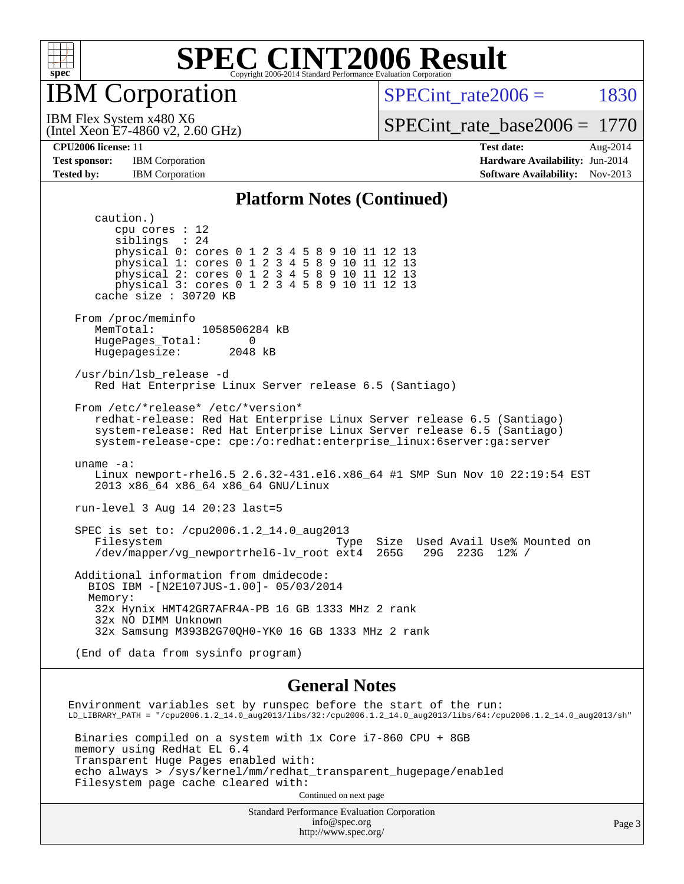# SPEC CINT2006 Result

## IBM Corporation

IBM Flex System x480 X6
(Intel Xeon E7-4860 v2, 2.60 GHz)

SPECint_rate2006 = 1830

SPECint_rate_base2006 = 1770

**CPU2006 license:** 11
**Test sponsor:** IBM Corporation
**Tested by:** IBM Corporation

**Test date:** Aug-2014
**Hardware Availability:** Jun-2014
**Software Availability:** Nov-2013

### Platform Notes (Continued)

```
    caution.)
       cpu cores : 12
       siblings  : 24
       physical 0: cores 0 1 2 3 4 5 8 9 10 11 12 13
       physical 1: cores 0 1 2 3 4 5 8 9 10 11 12 13
       physical 2: cores 0 1 2 3 4 5 8 9 10 11 12 13
       physical 3: cores 0 1 2 3 4 5 8 9 10 11 12 13
    cache size : 30720 KB

 From /proc/meminfo
    MemTotal:       1058506284 kB
    HugePages_Total:       0
    Hugepagesize:       2048 kB

 /usr/bin/lsb_release -d
    Red Hat Enterprise Linux Server release 6.5 (Santiago)

 From /etc/*release* /etc/*version*
    redhat-release: Red Hat Enterprise Linux Server release 6.5 (Santiago)
    system-release: Red Hat Enterprise Linux Server release 6.5 (Santiago)
    system-release-cpe: cpe:/o:redhat:enterprise_linux:6server:ga:server

 uname -a:
    Linux newport-rhel6.5 2.6.32-431.el6.x86_64 #1 SMP Sun Nov 10 22:19:54 EST
    2013 x86_64 x86_64 x86_64 GNU/Linux

 run-level 3 Aug 14 20:23 last=5

 SPEC is set to: /cpu2006.1.2_14.0_aug2013
    Filesystem                          Type  Size  Used Avail Use% Mounted on
    /dev/mapper/vg_newportrhel6-lv_root ext4  265G   29G  223G  12% /

 Additional information from dmidecode:
   BIOS IBM -[N2E107JUS-1.00]- 05/03/2014
   Memory:
    32x Hynix HMT42GR7AFR4A-PB 16 GB 1333 MHz 2 rank
    32x NO DIMM Unknown
    32x Samsung M393B2G70QH0-YK0 16 GB 1333 MHz 2 rank

 (End of data from sysinfo program)
```

### General Notes

```
Environment variables set by runspec before the start of the run:
LD_LIBRARY_PATH = "/cpu2006.1.2_14.0_aug2013/libs/32:/cpu2006.1.2_14.0_aug2013/libs/64:/cpu2006.1.2_14.0_aug2013/sh"

 Binaries compiled on a system with 1x Core i7-860 CPU + 8GB
 memory using RedHat EL 6.4
 Transparent Huge Pages enabled with:
 echo always > /sys/kernel/mm/redhat_transparent_hugepage/enabled
 Filesystem page cache cleared with:
```

Continued on next page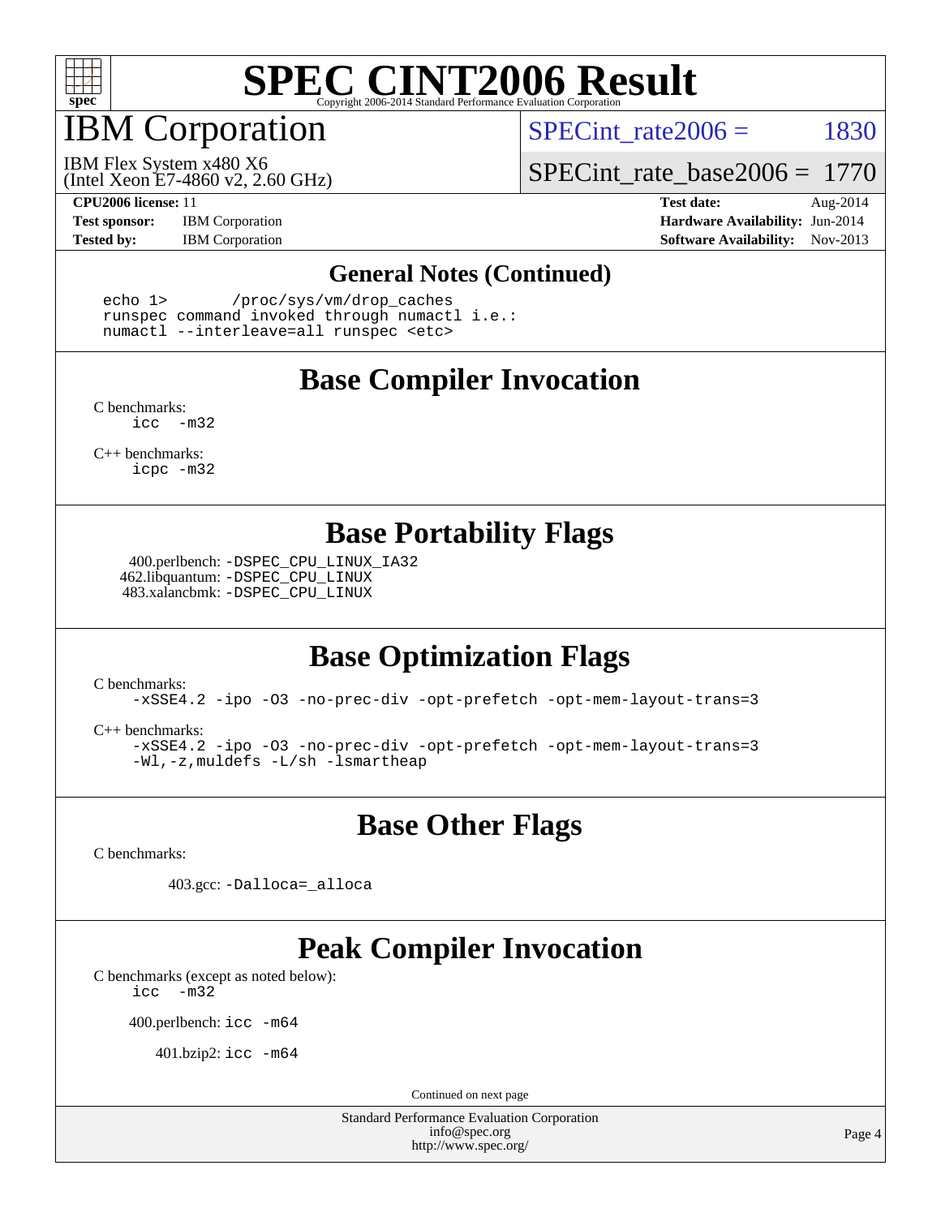# SPEC CINT2006 Result

## IBM Corporation

IBM Flex System x480 X6
(Intel Xeon E7-4860 v2, 2.60 GHz)

SPECint_rate2006 = 1830

SPECint_rate_base2006 = 1770

| | | | |
|---|---|---|---|
| **CPU2006 license:** | 11 | **Test date:** | Aug-2014 |
| **Test sponsor:** | IBM Corporation | **Hardware Availability:** | Jun-2014 |
| **Tested by:** | IBM Corporation | **Software Availability:** | Nov-2013 |

### General Notes (Continued)

```
echo 1>       /proc/sys/vm/drop_caches
runspec command invoked through numactl i.e.:
numactl --interleave=all runspec <etc>
```

## Base Compiler Invocation

C benchmarks:
```
icc   -m32
```

C++ benchmarks:
```
icpc -m32
```

## Base Portability Flags

400.perlbench: `-DSPEC_CPU_LINUX_IA32`
462.libquantum: `-DSPEC_CPU_LINUX`
483.xalancbmk: `-DSPEC_CPU_LINUX`

## Base Optimization Flags

C benchmarks:
```
-xSSE4.2 -ipo -O3 -no-prec-div -opt-prefetch -opt-mem-layout-trans=3
```

C++ benchmarks:
```
-xSSE4.2 -ipo -O3 -no-prec-div -opt-prefetch -opt-mem-layout-trans=3
-Wl,-z,muldefs -L/sh -lsmartheap
```

## Base Other Flags

C benchmarks:

403.gcc: `-Dalloca=_alloca`

## Peak Compiler Invocation

C benchmarks (except as noted below):
```
icc   -m32
```

400.perlbench: `icc -m64`

401.bzip2: `icc -m64`

Continued on next page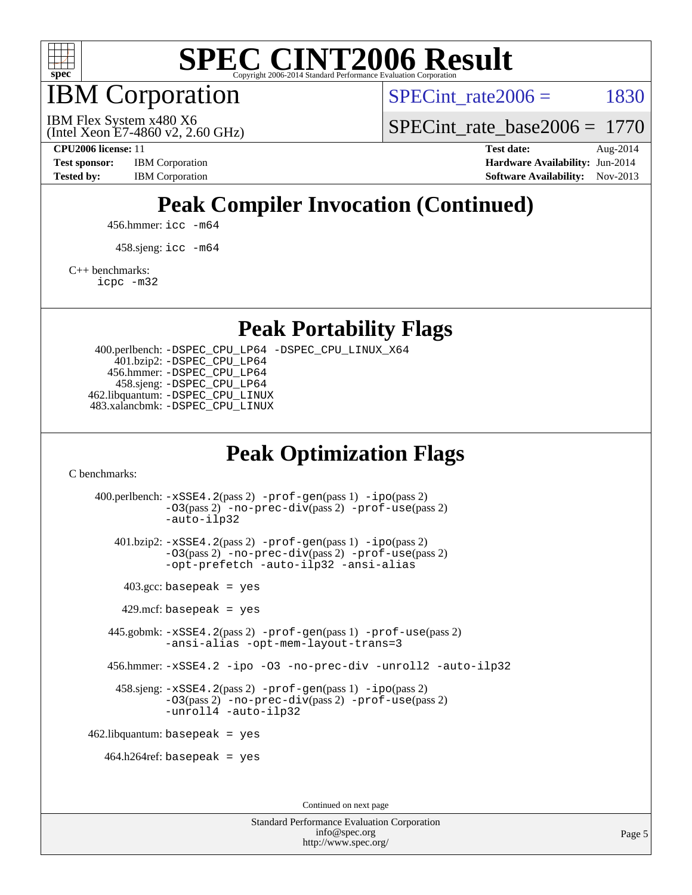# SPEC CINT2006 Result

Copyright 2006-2014 Standard Performance Evaluation Corporation

# IBM Corporation

IBM Flex System x480 X6
(Intel Xeon E7-4860 v2, 2.60 GHz)

SPECint_rate2006 = 1830

SPECint_rate_base2006 = 1770

**CPU2006 license:** 11
**Test sponsor:** IBM Corporation
**Tested by:** IBM Corporation

**Test date:** Aug-2014
**Hardware Availability:** Jun-2014
**Software Availability:** Nov-2013

## Peak Compiler Invocation (Continued)

456.hmmer: `icc -m64`

458.sjeng: `icc -m64`

C++ benchmarks:
`icpc -m32`

## Peak Portability Flags

400.perlbench: `-DSPEC_CPU_LP64 -DSPEC_CPU_LINUX_X64`
401.bzip2: `-DSPEC_CPU_LP64`
456.hmmer: `-DSPEC_CPU_LP64`
458.sjeng: `-DSPEC_CPU_LP64`
462.libquantum: `-DSPEC_CPU_LINUX`
483.xalancbmk: `-DSPEC_CPU_LINUX`

## Peak Optimization Flags

C benchmarks:

400.perlbench: `-xSSE4.2`(pass 2) `-prof-gen`(pass 1) `-ipo`(pass 2) `-O3`(pass 2) `-no-prec-div`(pass 2) `-prof-use`(pass 2) `-auto-ilp32`

401.bzip2: `-xSSE4.2`(pass 2) `-prof-gen`(pass 1) `-ipo`(pass 2) `-O3`(pass 2) `-no-prec-div`(pass 2) `-prof-use`(pass 2) `-opt-prefetch -auto-ilp32 -ansi-alias`

403.gcc: `basepeak = yes`

429.mcf: `basepeak = yes`

445.gobmk: `-xSSE4.2`(pass 2) `-prof-gen`(pass 1) `-prof-use`(pass 2) `-ansi-alias -opt-mem-layout-trans=3`

456.hmmer: `-xSSE4.2 -ipo -O3 -no-prec-div -unroll2 -auto-ilp32`

458.sjeng: `-xSSE4.2`(pass 2) `-prof-gen`(pass 1) `-ipo`(pass 2) `-O3`(pass 2) `-no-prec-div`(pass 2) `-prof-use`(pass 2) `-unroll4 -auto-ilp32`

462.libquantum: `basepeak = yes`

464.h264ref: `basepeak = yes`

Continued on next page

Standard Performance Evaluation Corporation
info@spec.org
http://www.spec.org/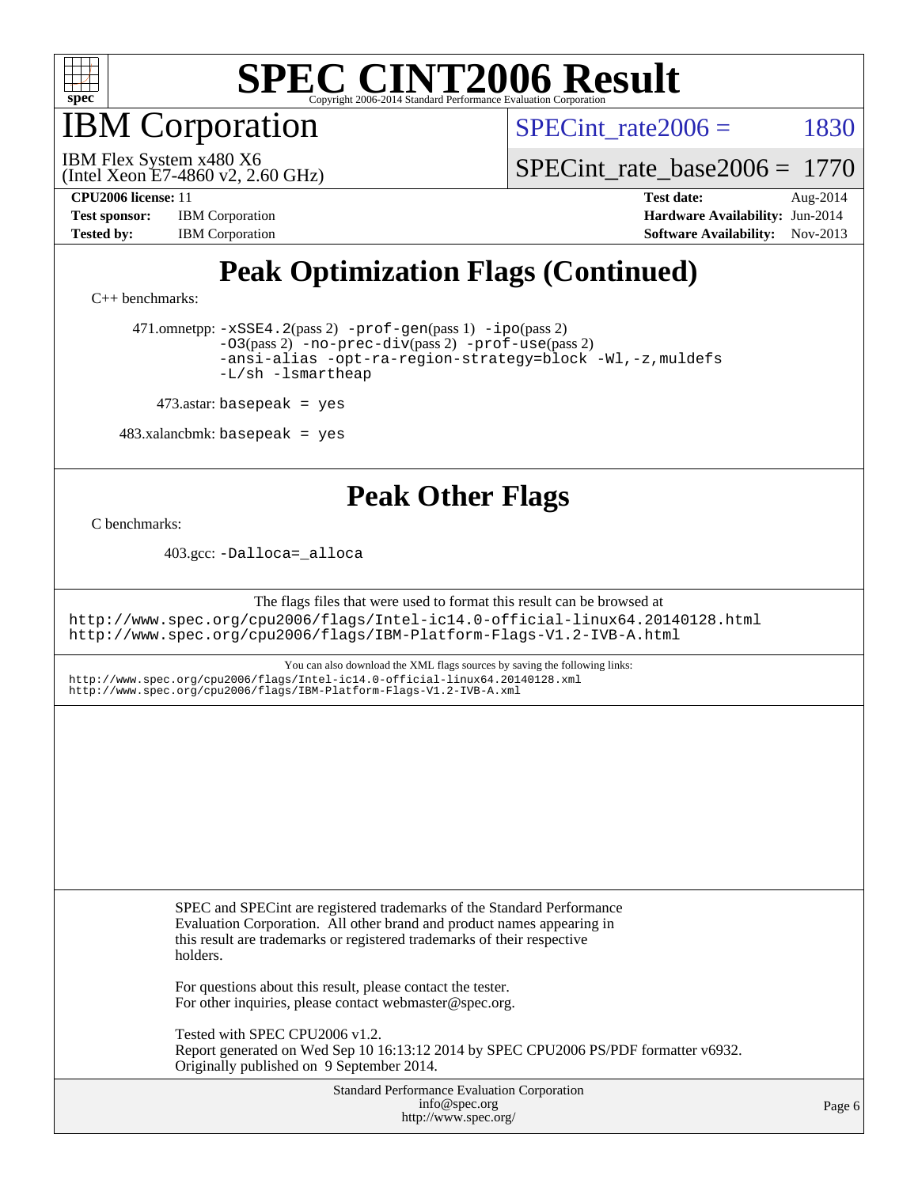# Peak Optimization Flags (Continued)

C++ benchmarks:

471.omnetpp: -xSSE4.2(pass 2) -prof-gen(pass 1) -ipo(pass 2) -O3(pass 2) -no-prec-div(pass 2) -prof-use(pass 2) -ansi-alias -opt-ra-region-strategy=block -Wl,-z,muldefs -L/sh -lsmartheap

473.astar: basepeak = yes

483.xalancbmk: basepeak = yes

# Peak Other Flags

C benchmarks:

403.gcc: -Dalloca=_alloca

The flags files that were used to format this result can be browsed at
http://www.spec.org/cpu2006/flags/Intel-ic14.0-official-linux64.20140128.html
http://www.spec.org/cpu2006/flags/IBM-Platform-Flags-V1.2-IVB-A.html

You can also download the XML flags sources by saving the following links:
http://www.spec.org/cpu2006/flags/Intel-ic14.0-official-linux64.20140128.xml
http://www.spec.org/cpu2006/flags/IBM-Platform-Flags-V1.2-IVB-A.xml

SPEC and SPECint are registered trademarks of the Standard Performance Evaluation Corporation. All other brand and product names appearing in this result are trademarks or registered trademarks of their respective holders.

For questions about this result, please contact the tester.
For other inquiries, please contact webmaster@spec.org.

Tested with SPEC CPU2006 v1.2.
Report generated on Wed Sep 10 16:13:12 2014 by SPEC CPU2006 PS/PDF formatter v6932.
Originally published on 9 September 2014.